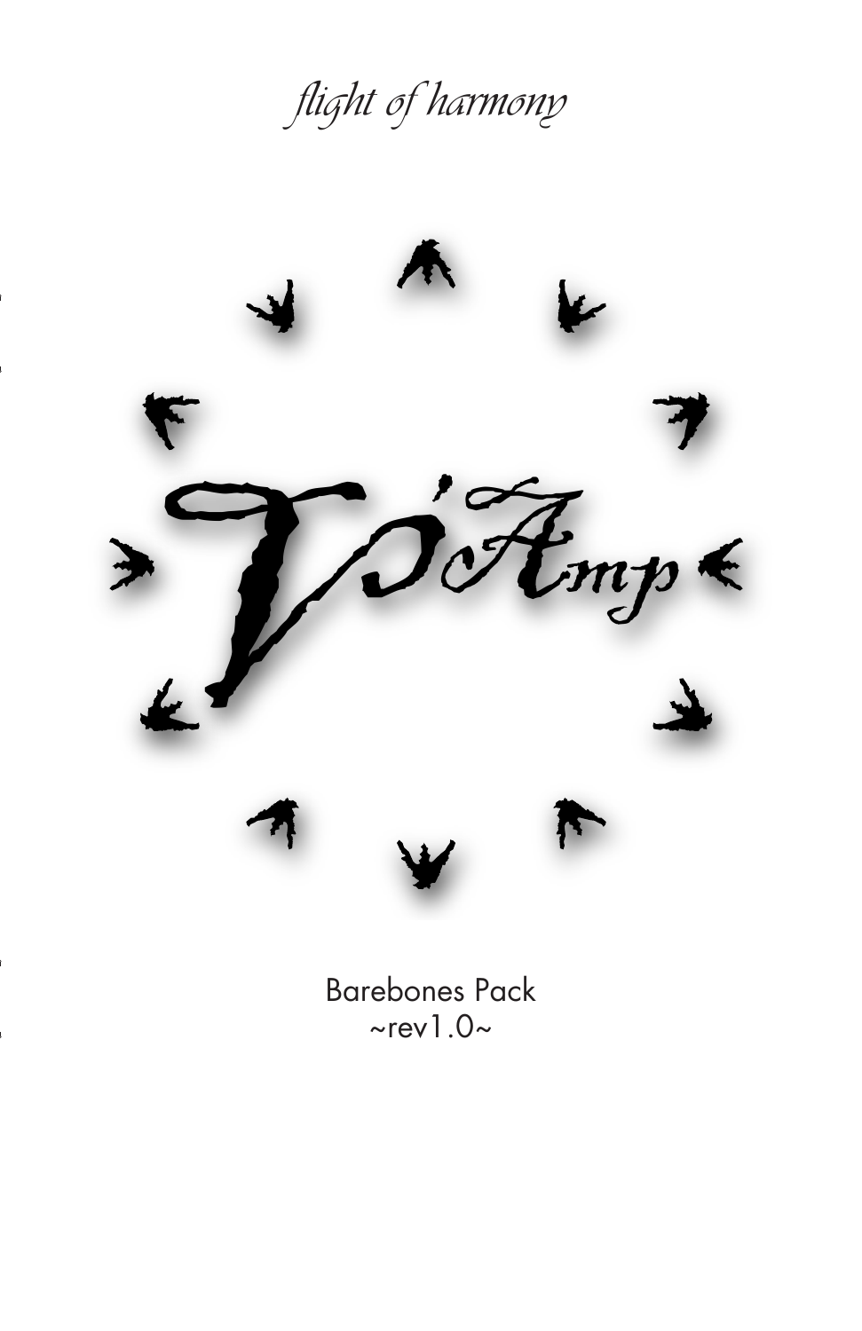*flight of harmony*

# V'Amp

Barebones Pack

~rev1.0~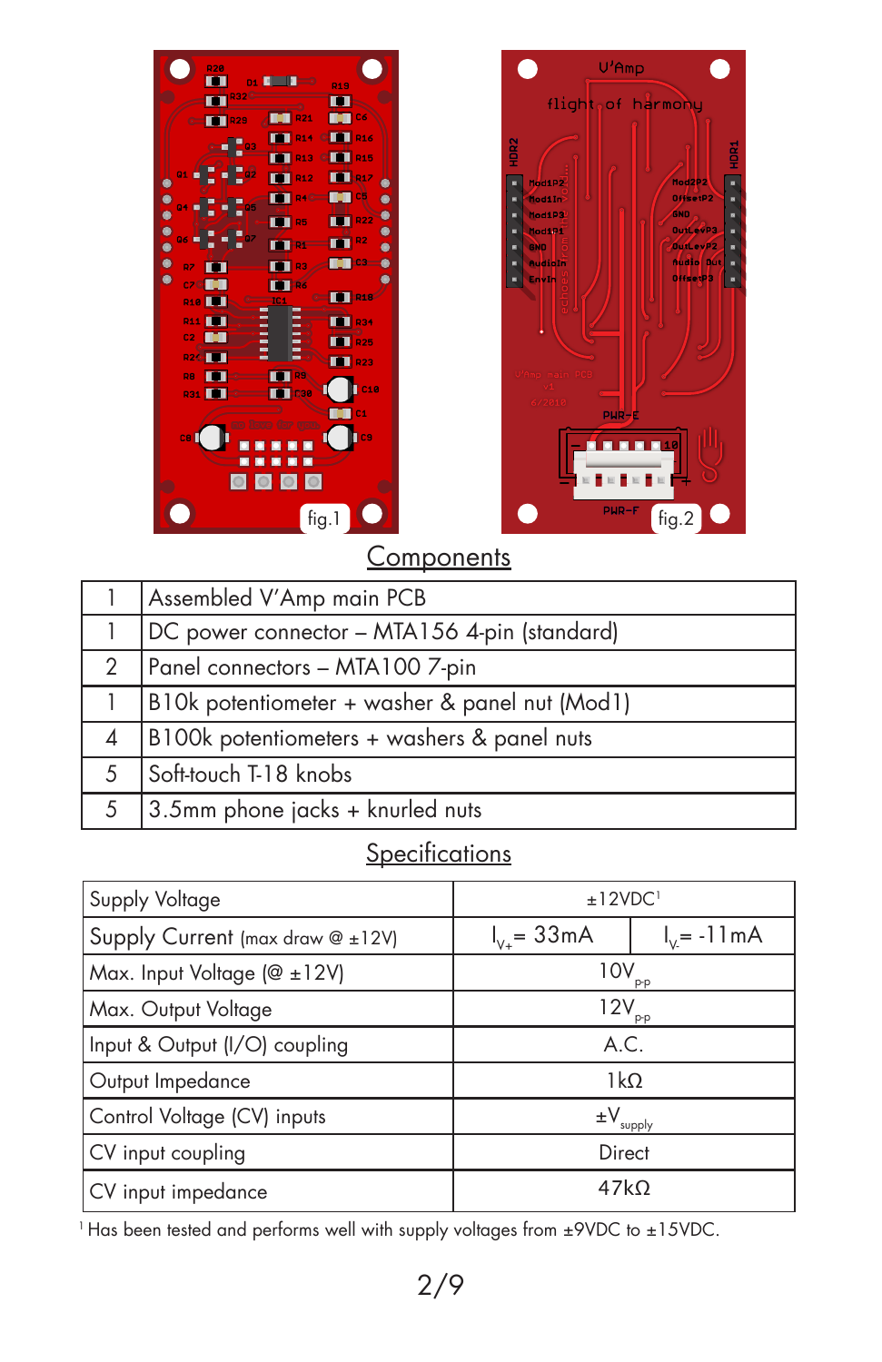fig.1

fig.2

## Components

| | |
|---|---|
| 1 | Assembled V'Amp main PCB |
| 1 | DC power connector – MTA156 4-pin (standard) |
| 2 | Panel connectors – MTA100 7-pin |
| 1 | B10k potentiometer + washer & panel nut (Mod1) |
| 4 | B100k potentiometers + washers & panel nuts |
| 5 | Soft-touch T-18 knobs |
| 5 | 3.5mm phone jacks + knurled nuts |

## Specifications

| | | |
|---|---|---|
| Supply Voltage | ±12VDC[1] | |
| Supply Current (max draw @ ±12V) | $I_{V+}$ = 33mA | $I_{V-}$ = -11mA |
| Max. Input Voltage (@ ±12V) | $10V_{p\text{-}p}$ | |
| Max. Output Voltage | $12V_{p\text{-}p}$ | |
| Input & Output (I/O) coupling | A.C. | |
| Output Impedance | 1kΩ | |
| Control Voltage (CV) inputs | $\pm V_{supply}$ | |
| CV input coupling | Direct | |
| CV input impedance | 47kΩ | |

[1] Has been tested and performs well with supply voltages from ±9VDC to ±15VDC.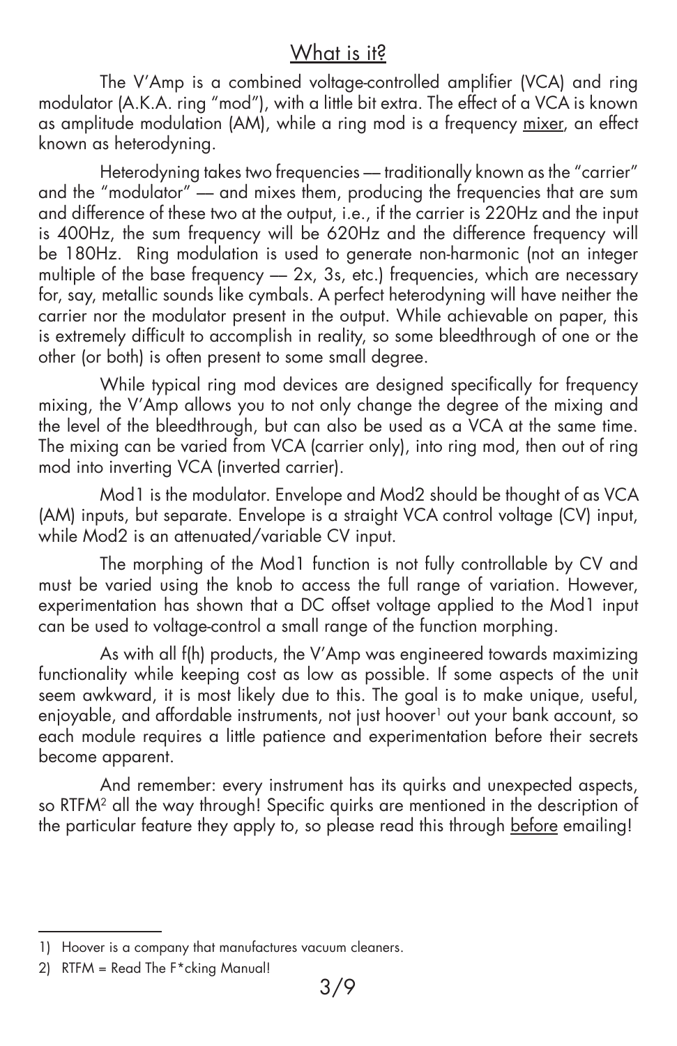## What is it?

The V'Amp is a combined voltage-controlled amplifier (VCA) and ring modulator (A.K.A. ring "mod"), with a little bit extra. The effect of a VCA is known as amplitude modulation (AM), while a ring mod is a frequency mixer, an effect known as heterodyning.

Heterodyning takes two frequencies — traditionally known as the "carrier" and the "modulator" — and mixes them, producing the frequencies that are sum and difference of these two at the output, i.e., if the carrier is 220Hz and the input is 400Hz, the sum frequency will be 620Hz and the difference frequency will be 180Hz. Ring modulation is used to generate non-harmonic (not an integer multiple of the base frequency — 2x, 3s, etc.) frequencies, which are necessary for, say, metallic sounds like cymbals. A perfect heterodyning will have neither the carrier nor the modulator present in the output. While achievable on paper, this is extremely difficult to accomplish in reality, so some bleedthrough of one or the other (or both) is often present to some small degree.

While typical ring mod devices are designed specifically for frequency mixing, the V'Amp allows you to not only change the degree of the mixing and the level of the bleedthrough, but can also be used as a VCA at the same time. The mixing can be varied from VCA (carrier only), into ring mod, then out of ring mod into inverting VCA (inverted carrier).

Mod1 is the modulator. Envelope and Mod2 should be thought of as VCA (AM) inputs, but separate. Envelope is a straight VCA control voltage (CV) input, while Mod2 is an attenuated/variable CV input.

The morphing of the Mod1 function is not fully controllable by CV and must be varied using the knob to access the full range of variation. However, experimentation has shown that a DC offset voltage applied to the Mod1 input can be used to voltage-control a small range of the function morphing.

As with all f(h) products, the V'Amp was engineered towards maximizing functionality while keeping cost as low as possible. If some aspects of the unit seem awkward, it is most likely due to this. The goal is to make unique, useful, enjoyable, and affordable instruments, not just hoover[1] out your bank account, so each module requires a little patience and experimentation before their secrets become apparent.

And remember: every instrument has its quirks and unexpected aspects, so RTFM[2] all the way through! Specific quirks are mentioned in the description of the particular feature they apply to, so please read this through before emailing!

---

1) Hoover is a company that manufactures vacuum cleaners.

2) RTFM = Read The F*cking Manual!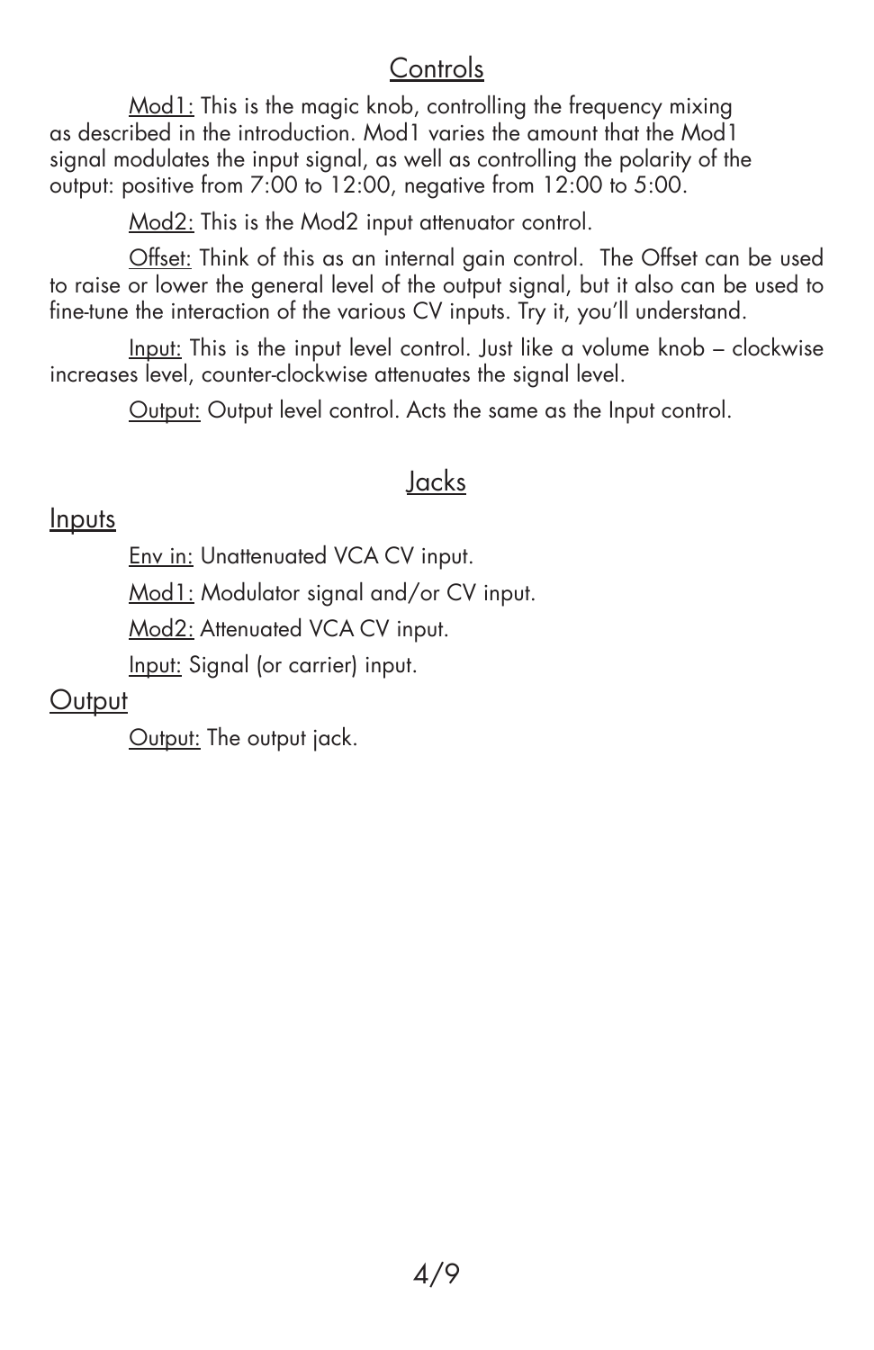## Controls

Mod1: This is the magic knob, controlling the frequency mixing as described in the introduction. Mod1 varies the amount that the Mod1 signal modulates the input signal, as well as controlling the polarity of the output: positive from 7:00 to 12:00, negative from 12:00 to 5:00.

Mod2: This is the Mod2 input attenuator control.

Offset: Think of this as an internal gain control. The Offset can be used to raise or lower the general level of the output signal, but it also can be used to fine-tune the interaction of the various CV inputs. Try it, you'll understand.

Input: This is the input level control. Just like a volume knob – clockwise increases level, counter-clockwise attenuates the signal level.

Output: Output level control. Acts the same as the Input control.

## Jacks

### Inputs

Env in: Unattenuated VCA CV input.

Mod1: Modulator signal and/or CV input.

Mod2: Attenuated VCA CV input.

Input: Signal (or carrier) input.

### Output

Output: The output jack.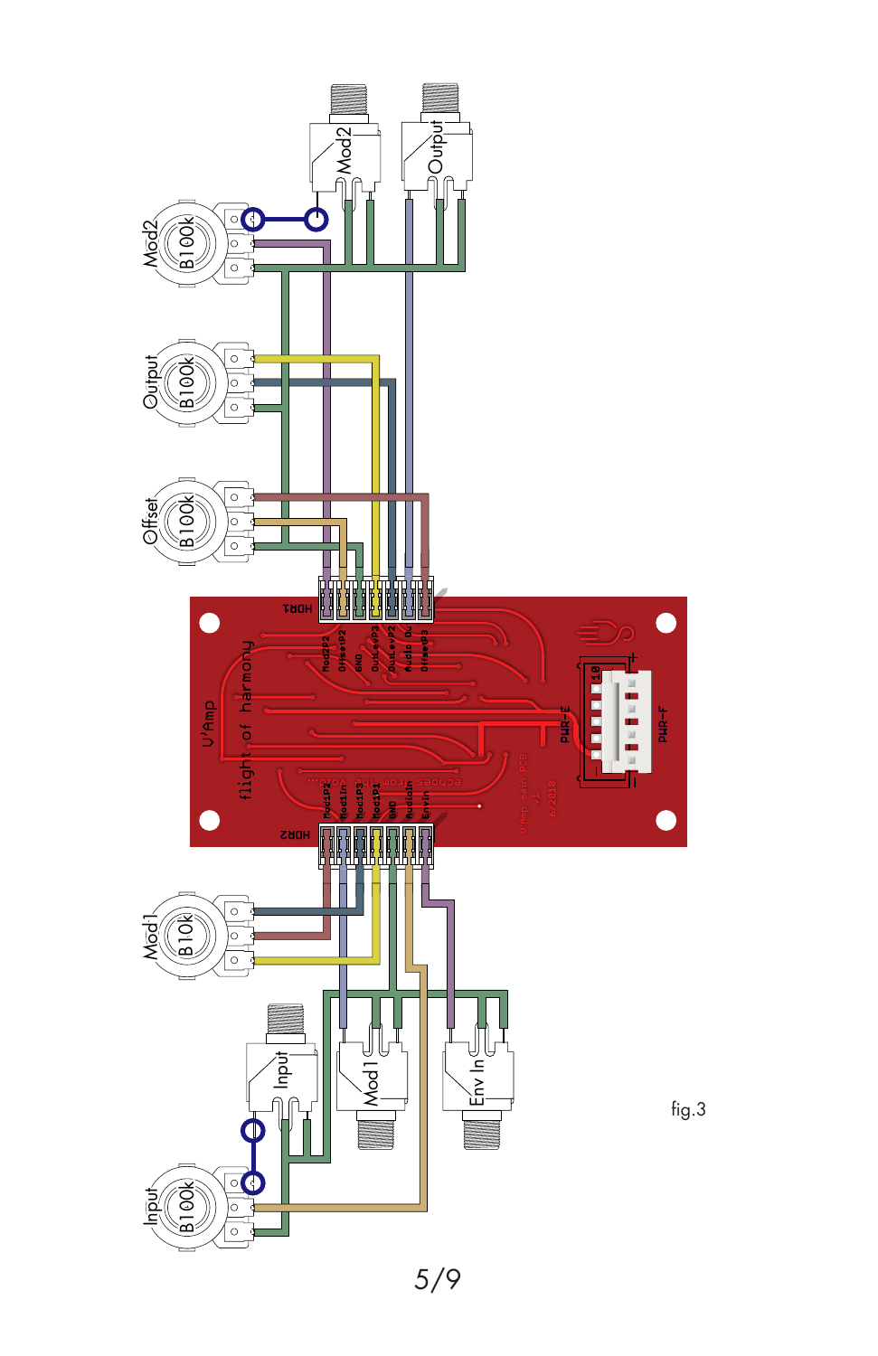fig.3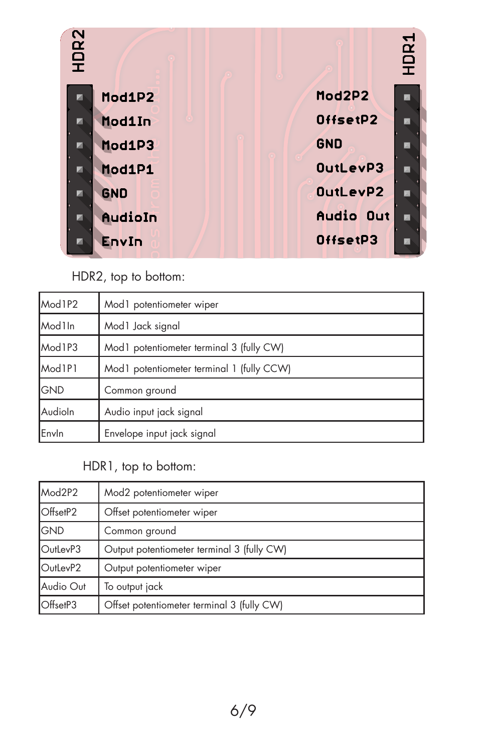HDR2, top to bottom:

| Mod1P2 | Mod1 potentiometer wiper |
|---|---|
| Mod1In | Mod1 Jack signal |
| Mod1P3 | Mod1 potentiometer terminal 3 (fully CW) |
| Mod1P1 | Mod1 potentiometer terminal 1 (fully CCW) |
| GND | Common ground |
| AudioIn | Audio input jack signal |
| EnvIn | Envelope input jack signal |

HDR1, top to bottom:

| Mod2P2 | Mod2 potentiometer wiper |
|---|---|
| OffsetP2 | Offset potentiometer wiper |
| GND | Common ground |
| OutLevP3 | Output potentiometer terminal 3 (fully CW) |
| OutLevP2 | Output potentiometer wiper |
| Audio Out | To output jack |
| OffsetP3 | Offset potentiometer terminal 3 (fully CW) |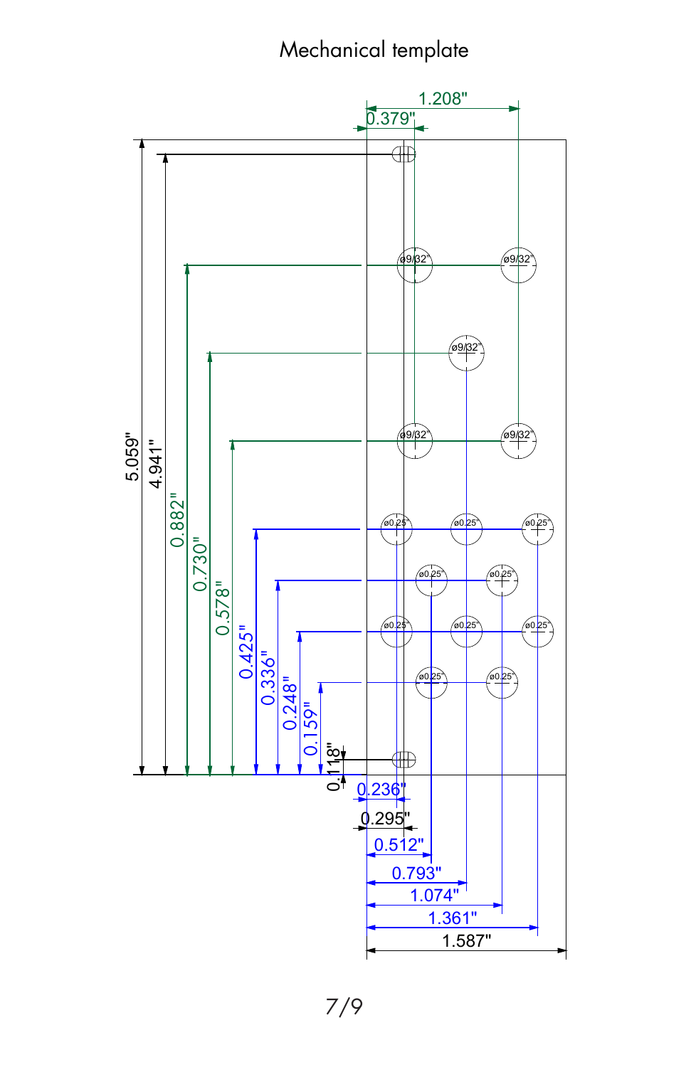# Mechanical template

1.208"
0.379"
5.059"
4.941"
0.882"
0.730"
0.578"
0.425"
0.336"
0.248"
0.159"
0.118"
ø9/32"
ø9/32"
ø9/32"
ø9/32"
ø9/32"
ø0.25"
ø0.25"
ø0.25"
ø0.25"
ø0.25"
ø0.25"
ø0.25"
ø0.25"
ø0.25"
ø0.25"
0.236"
0.295"
0.512"
0.793"
1.074"
1.361"
1.587"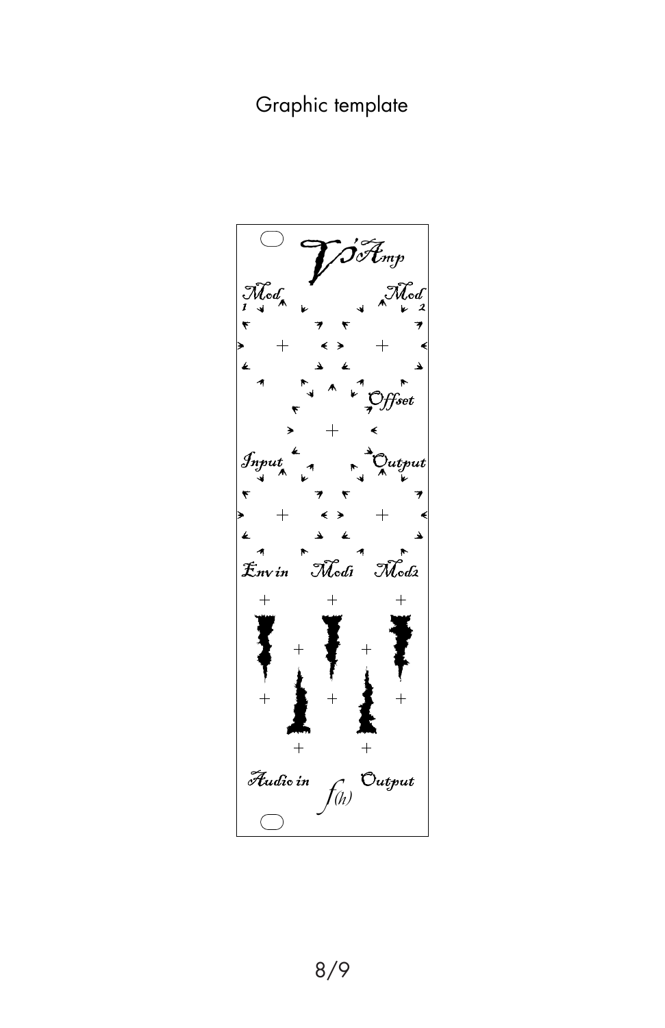# Graphic template

V'Amp

Mod 1

Mod 2

Offset

Input

Output

Env in

Mod1

Mod2

Audio in

Output

f(h)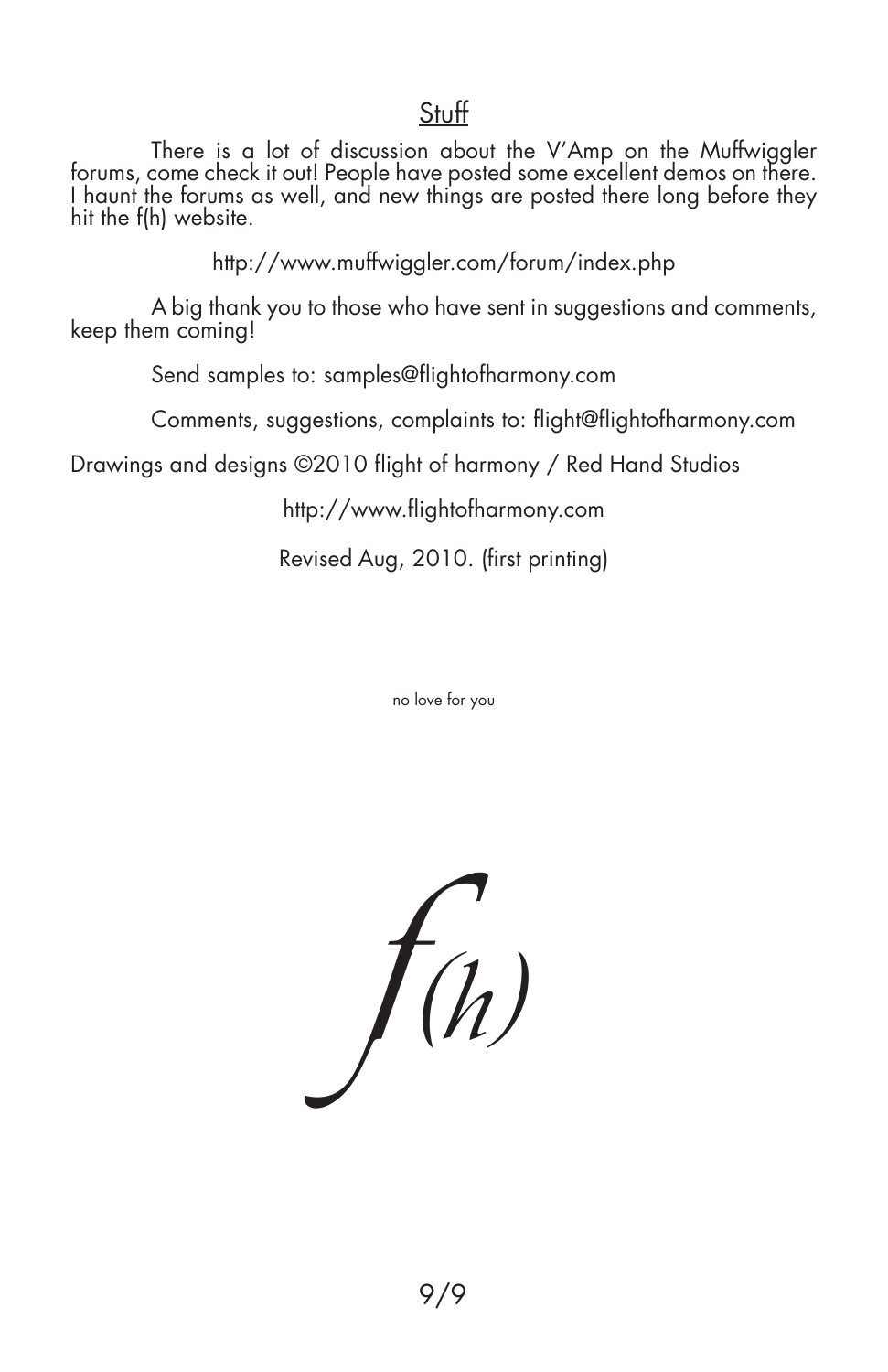## Stuff

There is a lot of discussion about the V'Amp on the Muffwiggler forums, come check it out! People have posted some excellent demos on there. I haunt the forums as well, and new things are posted there long before they hit the f(h) website.

http://www.muffwiggler.com/forum/index.php

A big thank you to those who have sent in suggestions and comments, keep them coming!

Send samples to: samples@flightofharmony.com

Comments, suggestions, complaints to: flight@flightofharmony.com

Drawings and designs ©2010 flight of harmony / Red Hand Studios

http://www.flightofharmony.com

Revised Aug, 2010. (first printing)

no love for you

*f(h)*